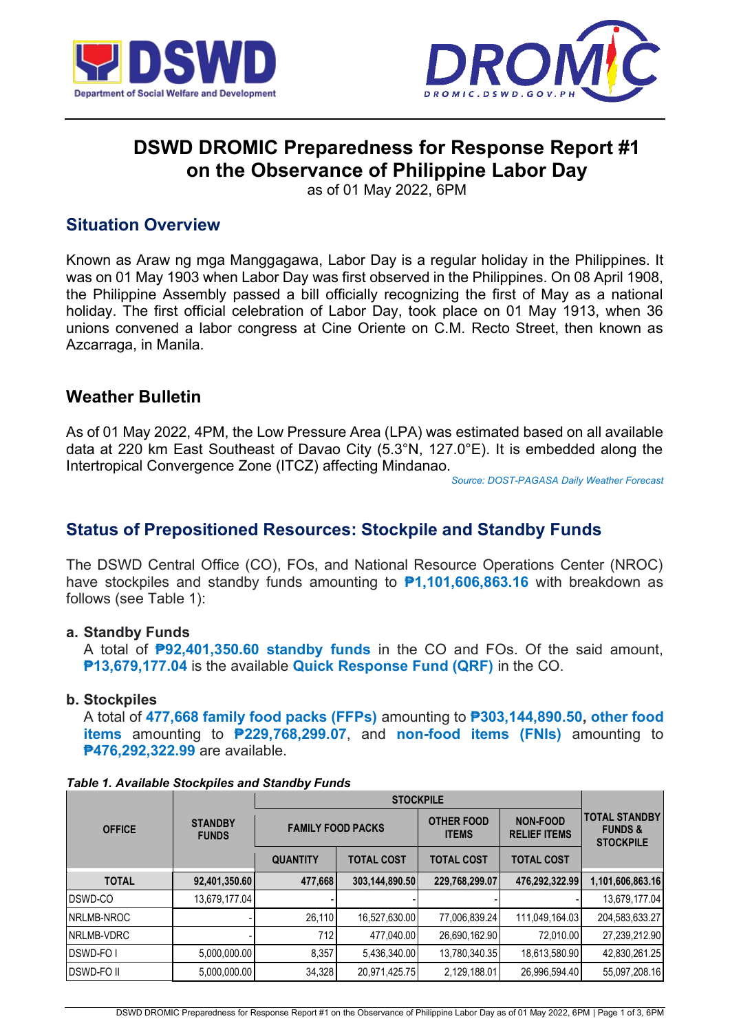# DSWD DROMIC Preparedness for Response Report #1 on the Observance of Philippine Labor Day

as of 01 May 2022, 6PM

## Situation Overview

Known as Araw ng mga Manggagawa, Labor Day is a regular holiday in the Philippines. It was on 01 May 1903 when Labor Day was first observed in the Philippines. On 08 April 1908, the Philippine Assembly passed a bill officially recognizing the first of May as a national holiday. The first official celebration of Labor Day, took place on 01 May 1913, when 36 unions convened a labor congress at Cine Oriente on C.M. Recto Street, then known as Azcarraga, in Manila.

## Weather Bulletin

As of 01 May 2022, 4PM, the Low Pressure Area (LPA) was estimated based on all available data at 220 km East Southeast of Davao City (5.3°N, 127.0°E). It is embedded along the Intertropical Convergence Zone (ITCZ) affecting Mindanao.

*Source: DOST-PAGASA Daily Weather Forecast*

## Status of Prepositioned Resources: Stockpile and Standby Funds

The DSWD Central Office (CO), FOs, and National Resource Operations Center (NROC) have stockpiles and standby funds amounting to **₱1,101,606,863.16** with breakdown as follows (see Table 1):

**a. Standby Funds**

A total of **₱92,401,350.60 standby funds** in the CO and FOs. Of the said amount, **₱13,679,177.04** is the available **Quick Response Fund (QRF)** in the CO.

**b. Stockpiles**

A total of **477,668 family food packs (FFPs)** amounting to **₱303,144,890.50**, **other food items** amounting to **₱229,768,299.07**, and **non-food items (FNIs)** amounting to **₱476,292,322.99** are available.

***Table 1. Available Stockpiles and Standby Funds***

| OFFICE | STANDBY FUNDS | STOCKPILE | | | | TOTAL STANDBY FUNDS & STOCKPILE |
|---|---|---|---|---|---|---|
| | | FAMILY FOOD PACKS | | OTHER FOOD ITEMS | NON-FOOD RELIEF ITEMS | |
| | | QUANTITY | TOTAL COST | TOTAL COST | TOTAL COST | |
| **TOTAL** | **92,401,350.60** | **477,668** | **303,144,890.50** | **229,768,299.07** | **476,292,322.99** | **1,101,606,863.16** |
| DSWD-CO | 13,679,177.04 | - | - | - | - | 13,679,177.04 |
| NRLMB-NROC | - | 26,110 | 16,527,630.00 | 77,006,839.24 | 111,049,164.03 | 204,583,633.27 |
| NRLMB-VDRC | - | 712 | 477,040.00 | 26,690,162.90 | 72,010.00 | 27,239,212.90 |
| DSWD-FO I | 5,000,000.00 | 8,357 | 5,436,340.00 | 13,780,340.35 | 18,613,580.90 | 42,830,261.25 |
| DSWD-FO II | 5,000,000.00 | 34,328 | 20,971,425.75 | 2,129,188.01 | 26,996,594.40 | 55,097,208.16 |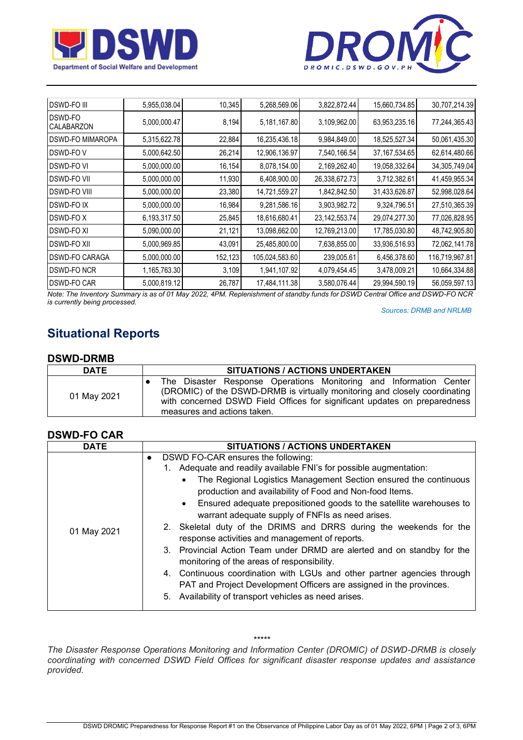| DSWD-FO III | 5,955,038.04 | 10,345 | 5,268,569.06 | 3,822,872.44 | 15,660,734.85 | 30,707,214.39 |
|---|---|---|---|---|---|---|
| DSWD-FO CALABARZON | 5,000,000.47 | 8,194 | 5,181,167.80 | 3,109,962.00 | 63,953,235.16 | 77,244,365.43 |
| DSWD-FO MIMAROPA | 5,315,622.78 | 22,884 | 16,235,436.18 | 9,984,849.00 | 18,525,527.34 | 50,061,435.30 |
| DSWD-FO V | 5,000,642.50 | 26,214 | 12,906,136.97 | 7,540,166.54 | 37,167,534.65 | 62,614,480.66 |
| DSWD-FO VI | 5,000,000.00 | 16,154 | 8,078,154.00 | 2,169,262.40 | 19,058,332.64 | 34,305,749.04 |
| DSWD-FO VII | 5,000,000.00 | 11,930 | 6,408,900.00 | 26,338,672.73 | 3,712,382.61 | 41,459,955.34 |
| DSWD-FO VIII | 5,000,000.00 | 23,380 | 14,721,559.27 | 1,842,842.50 | 31,433,626.87 | 52,998,028.64 |
| DSWD-FO IX | 5,000,000.00 | 16,984 | 9,281,586.16 | 3,903,982.72 | 9,324,796.51 | 27,510,365.39 |
| DSWD-FO X | 6,193,317.50 | 25,845 | 18,616,680.41 | 23,142,553.74 | 29,074,277.30 | 77,026,828.95 |
| DSWD-FO XI | 5,090,000.00 | 21,121 | 13,098,662.00 | 12,769,213.00 | 17,785,030.80 | 48,742,905.80 |
| DSWD-FO XII | 5,000,969.85 | 43,091 | 25,485,800.00 | 7,638,855.00 | 33,936,516.93 | 72,062,141.78 |
| DSWD-FO CARAGA | 5,000,000.00 | 152,123 | 105,024,583.60 | 239,005.61 | 6,456,378.60 | 116,719,967.81 |
| DSWD-FO NCR | 1,165,763.30 | 3,109 | 1,941,107.92 | 4,079,454.45 | 3,478,009.21 | 10,664,334.88 |
| DSWD-FO CAR | 5,000,819.12 | 26,787 | 17,484,111.38 | 3,580,076.44 | 29,994,590.19 | 56,059,597.13 |

*Note: The Inventory Summary is as of 01 May 2022, 4PM. Replenishment of standby funds for DSWD Central Office and DSWD-FO NCR is currently being processed.*

*Sources: DRMB and NRLMB*

## Situational Reports

### DSWD-DRMB

| DATE | SITUATIONS / ACTIONS UNDERTAKEN |
|---|---|
| 01 May 2021 | • The Disaster Response Operations Monitoring and Information Center (DROMIC) of the DSWD-DRMB is virtually monitoring and closely coordinating with concerned DSWD Field Offices for significant updates on preparedness measures and actions taken. |

### DSWD-FO CAR

| DATE | SITUATIONS / ACTIONS UNDERTAKEN |
|---|---|
| 01 May 2021 | • DSWD FO-CAR ensures the following:<br>1. Adequate and readily available FNI's for possible augmentation:<br>&nbsp;&nbsp;&nbsp;• The Regional Logistics Management Section ensured the continuous production and availability of Food and Non-food Items.<br>&nbsp;&nbsp;&nbsp;• Ensured adequate prepositioned goods to the satellite warehouses to warrant adequate supply of FNFIs as need arises.<br>2. Skeletal duty of the DRIMS and DRRS during the weekends for the response activities and management of reports.<br>3. Provincial Action Team under DRMD are alerted and on standby for the monitoring of the areas of responsibility.<br>4. Continuous coordination with LGUs and other partner agencies through PAT and Project Development Officers are assigned in the provinces.<br>5. Availability of transport vehicles as need arises. |

\*\*\*\*\*

*The Disaster Response Operations Monitoring and Information Center (DROMIC) of DSWD-DRMB is closely coordinating with concerned DSWD Field Offices for significant disaster response updates and assistance provided.*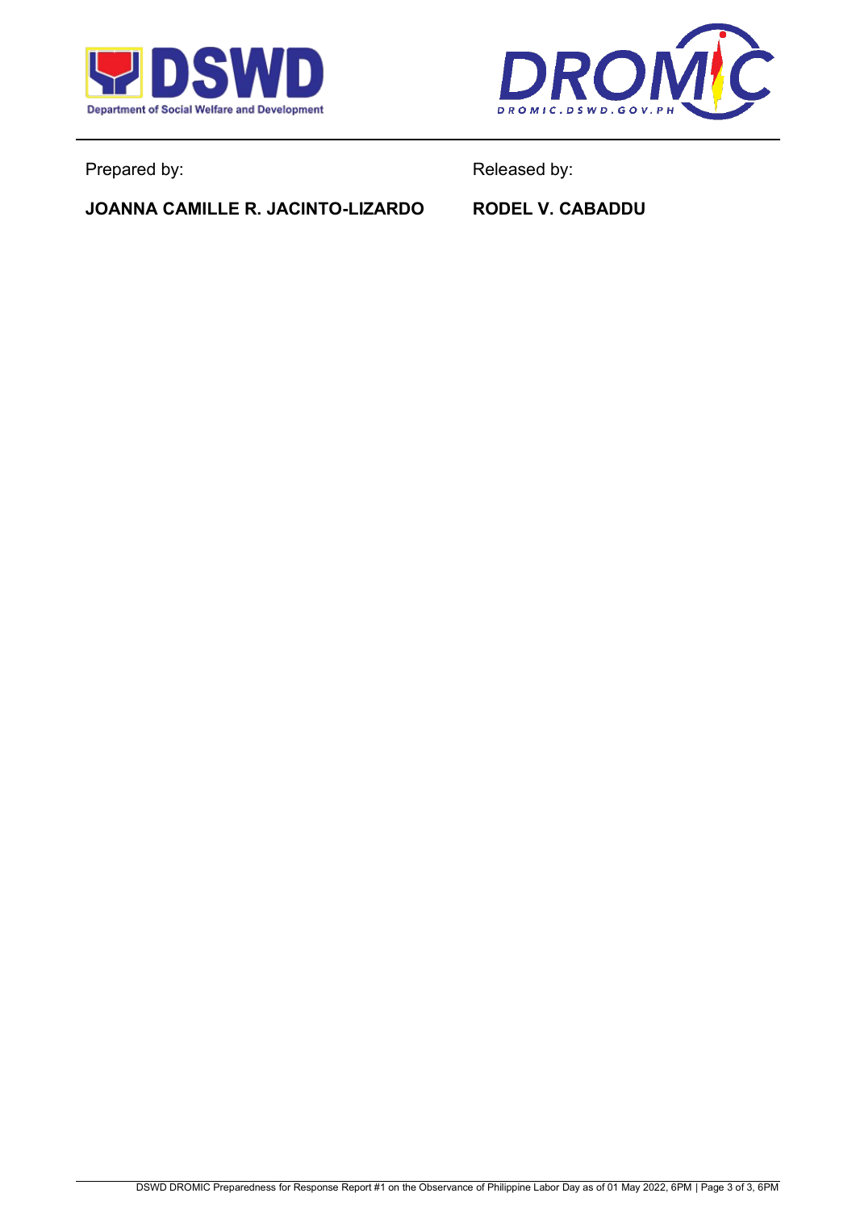Prepared by: | Released by:

**JOANNA CAMILLE R. JACINTO-LIZARDO** | **RODEL V. CABADDU**